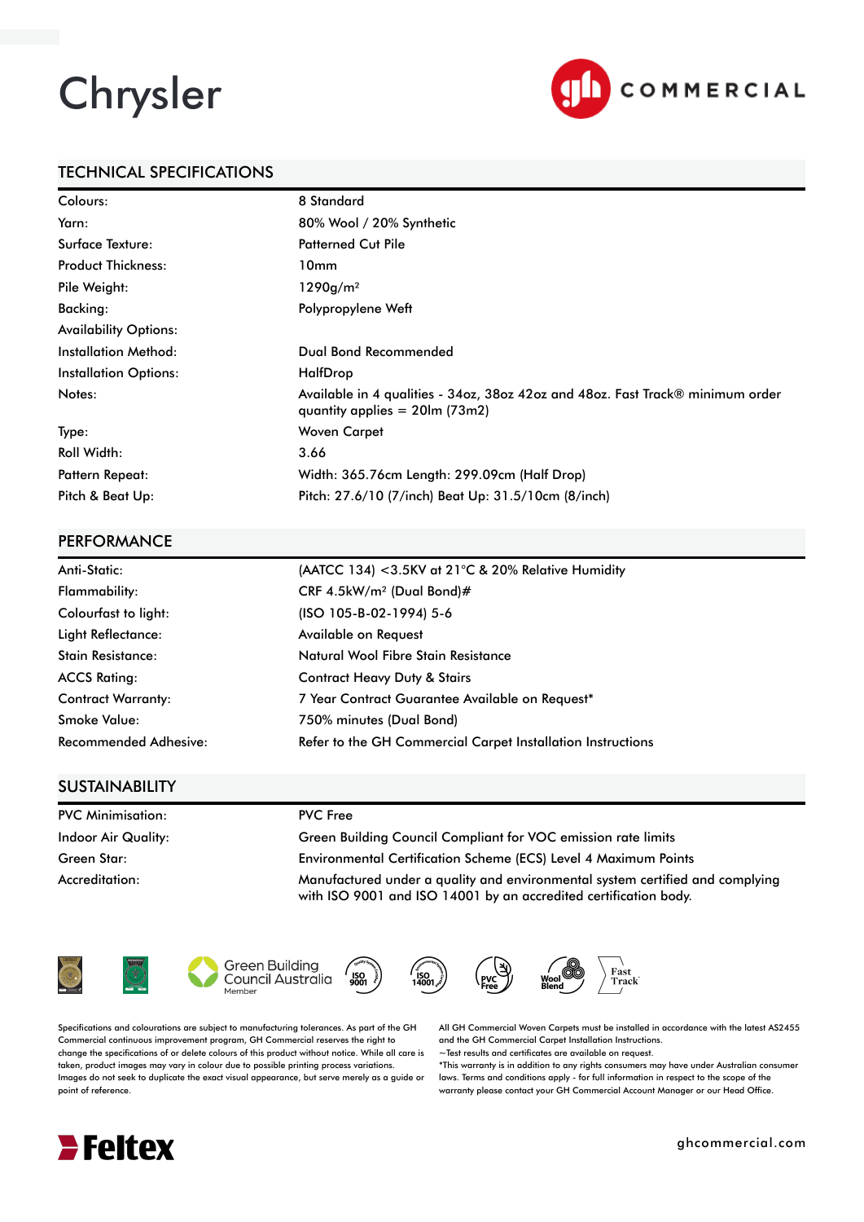# Chrysler

GH COMMERCIAL

## TECHNICAL SPECIFICATIONS

| | |
|---|---|
| Colours: | 8 Standard |
| Yarn: | 80% Wool / 20% Synthetic |
| Surface Texture: | Patterned Cut Pile |
| Product Thickness: | 10mm |
| Pile Weight: | 1290g/m² |
| Backing: | Polypropylene Weft |
| Availability Options: | |
| Installation Method: | Dual Bond Recommended |
| Installation Options: | HalfDrop |
| Notes: | Available in 4 qualities - 34oz, 38oz 42oz and 48oz. Fast Track® minimum order quantity applies = 20lm (73m2) |
| Type: | Woven Carpet |
| Roll Width: | 3.66 |
| Pattern Repeat: | Width: 365.76cm Length: 299.09cm (Half Drop) |
| Pitch & Beat Up: | Pitch: 27.6/10 (7/inch) Beat Up: 31.5/10cm (8/inch) |

## PERFORMANCE

| | |
|---|---|
| Anti-Static: | (AATCC 134) <3.5KV at 21°C & 20% Relative Humidity |
| Flammability: | CRF 4.5kW/m² (Dual Bond)# |
| Colourfast to light: | (ISO 105-B-02-1994) 5-6 |
| Light Reflectance: | Available on Request |
| Stain Resistance: | Natural Wool Fibre Stain Resistance |
| ACCS Rating: | Contract Heavy Duty & Stairs |
| Contract Warranty: | 7 Year Contract Guarantee Available on Request* |
| Smoke Value: | 750% minutes (Dual Bond) |
| Recommended Adhesive: | Refer to the GH Commercial Carpet Installation Instructions |

## SUSTAINABILITY

| | |
|---|---|
| PVC Minimisation: | PVC Free |
| Indoor Air Quality: | Green Building Council Compliant for VOC emission rate limits |
| Green Star: | Environmental Certification Scheme (ECS) Level 4 Maximum Points |
| Accreditation: | Manufactured under a quality and environmental system certified and complying with ISO 9001 and ISO 14001 by an accredited certification body. |

Green Building Council Australia Member · ISO 9001 · ISO 14001 · PVC Free · Wool Blend · Fast Track

Specifications and colourations are subject to manufacturing tolerances. As part of the GH Commercial continuous improvement program, GH Commercial reserves the right to change the specifications of or delete colours of this product without notice. While all care is taken, product images may vary in colour due to possible printing process variations. Images do not seek to duplicate the exact visual appearance, but serve merely as a guide or point of reference.

All GH Commercial Woven Carpets must be installed in accordance with the latest AS2455 and the GH Commercial Carpet Installation Instructions.
~Test results and certificates are available on request.
*This warranty is in addition to any rights consumers may have under Australian consumer laws. Terms and conditions apply - for full information in respect to the scope of the warranty please contact your GH Commercial Account Manager or our Head Office.

Feltex

ghcommercial.com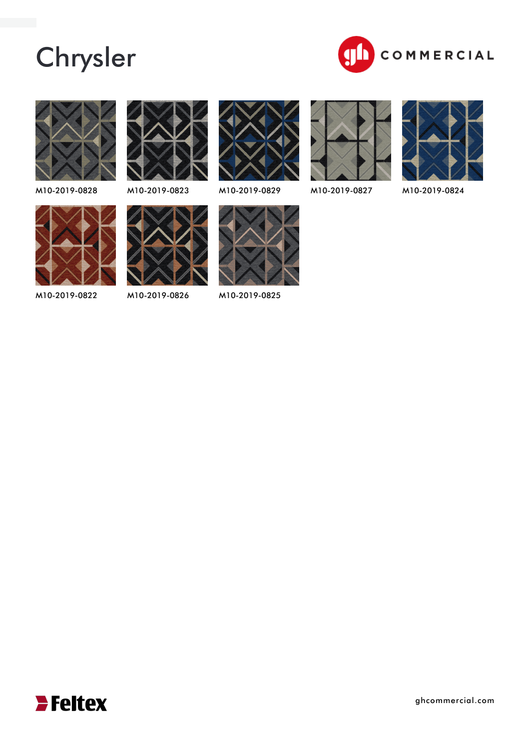# Chrysler

COMMERCIAL

M10-2019-0828

M10-2019-0823

M10-2019-0829

M10-2019-0827

M10-2019-0824

M10-2019-0822

M10-2019-0826

M10-2019-0825

Feltex

ghcommercial.com